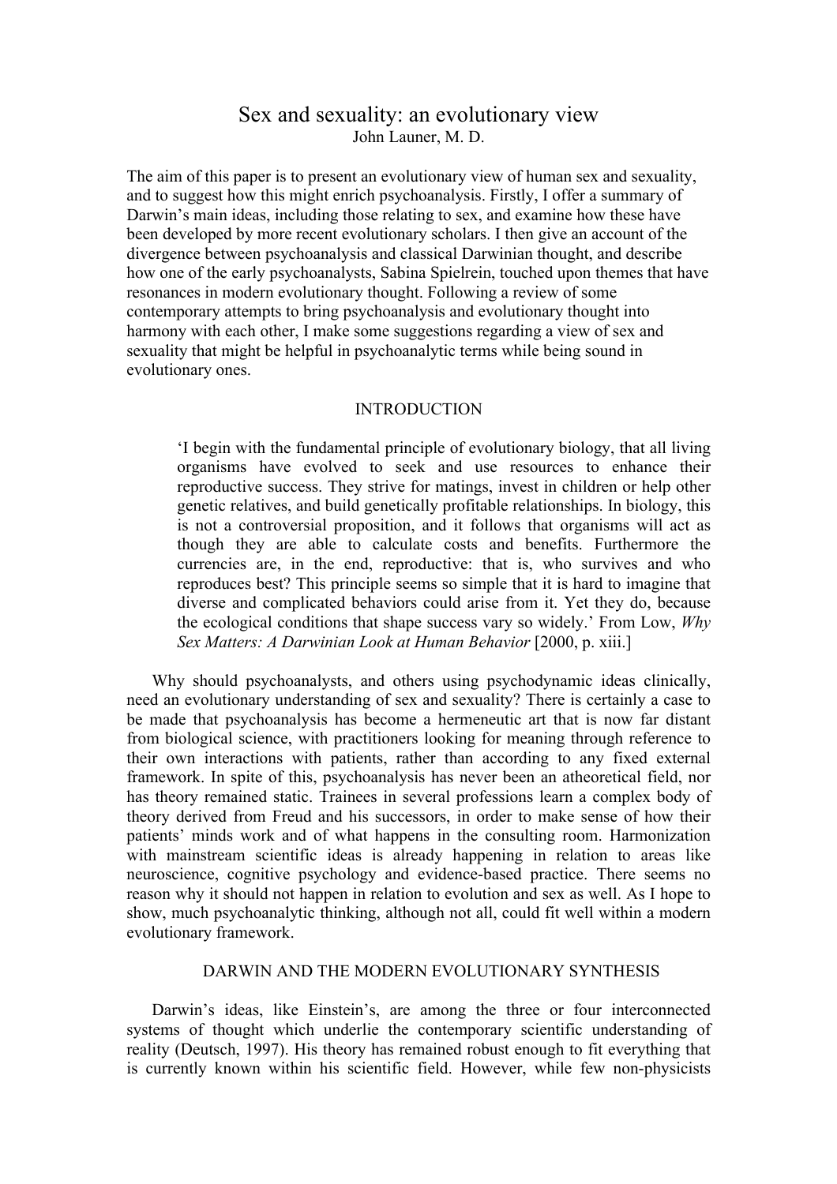# Sex and sexuality: an evolutionary view

John Launer, M. D.

The aim of this paper is to present an evolutionary view of human sex and sexuality, and to suggest how this might enrich psychoanalysis. Firstly, I offer a summary of Darwin's main ideas, including those relating to sex, and examine how these have been developed by more recent evolutionary scholars. I then give an account of the divergence between psychoanalysis and classical Darwinian thought, and describe how one of the early psychoanalysts, Sabina Spielrein, touched upon themes that have resonances in modern evolutionary thought. Following a review of some contemporary attempts to bring psychoanalysis and evolutionary thought into harmony with each other, I make some suggestions regarding a view of sex and sexuality that might be helpful in psychoanalytic terms while being sound in evolutionary ones.

## INTRODUCTION

> 'I begin with the fundamental principle of evolutionary biology, that all living organisms have evolved to seek and use resources to enhance their reproductive success. They strive for matings, invest in children or help other genetic relatives, and build genetically profitable relationships. In biology, this is not a controversial proposition, and it follows that organisms will act as though they are able to calculate costs and benefits. Furthermore the currencies are, in the end, reproductive: that is, who survives and who reproduces best? This principle seems so simple that it is hard to imagine that diverse and complicated behaviors could arise from it. Yet they do, because the ecological conditions that shape success vary so widely.' From Low, *Why Sex Matters: A Darwinian Look at Human Behavior* [2000, p. xiii.]

Why should psychoanalysts, and others using psychodynamic ideas clinically, need an evolutionary understanding of sex and sexuality? There is certainly a case to be made that psychoanalysis has become a hermeneutic art that is now far distant from biological science, with practitioners looking for meaning through reference to their own interactions with patients, rather than according to any fixed external framework. In spite of this, psychoanalysis has never been an atheoretical field, nor has theory remained static. Trainees in several professions learn a complex body of theory derived from Freud and his successors, in order to make sense of how their patients' minds work and of what happens in the consulting room. Harmonization with mainstream scientific ideas is already happening in relation to areas like neuroscience, cognitive psychology and evidence-based practice. There seems no reason why it should not happen in relation to evolution and sex as well. As I hope to show, much psychoanalytic thinking, although not all, could fit well within a modern evolutionary framework.

## DARWIN AND THE MODERN EVOLUTIONARY SYNTHESIS

Darwin's ideas, like Einstein's, are among the three or four interconnected systems of thought which underlie the contemporary scientific understanding of reality (Deutsch, 1997). His theory has remained robust enough to fit everything that is currently known within his scientific field. However, while few non-physicists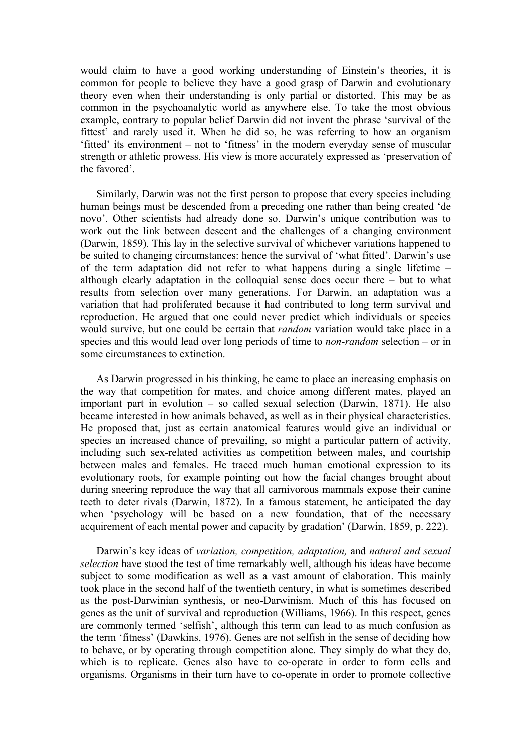would claim to have a good working understanding of Einstein's theories, it is common for people to believe they have a good grasp of Darwin and evolutionary theory even when their understanding is only partial or distorted. This may be as common in the psychoanalytic world as anywhere else. To take the most obvious example, contrary to popular belief Darwin did not invent the phrase 'survival of the fittest' and rarely used it. When he did so, he was referring to how an organism 'fitted' its environment – not to 'fitness' in the modern everyday sense of muscular strength or athletic prowess. His view is more accurately expressed as 'preservation of the favored'.

Similarly, Darwin was not the first person to propose that every species including human beings must be descended from a preceding one rather than being created 'de novo'. Other scientists had already done so. Darwin's unique contribution was to work out the link between descent and the challenges of a changing environment (Darwin, 1859). This lay in the selective survival of whichever variations happened to be suited to changing circumstances: hence the survival of 'what fitted'. Darwin's use of the term adaptation did not refer to what happens during a single lifetime – although clearly adaptation in the colloquial sense does occur there – but to what results from selection over many generations. For Darwin, an adaptation was a variation that had proliferated because it had contributed to long term survival and reproduction. He argued that one could never predict which individuals or species would survive, but one could be certain that *random* variation would take place in a species and this would lead over long periods of time to *non-random* selection – or in some circumstances to extinction.

As Darwin progressed in his thinking, he came to place an increasing emphasis on the way that competition for mates, and choice among different mates, played an important part in evolution – so called sexual selection (Darwin, 1871). He also became interested in how animals behaved, as well as in their physical characteristics. He proposed that, just as certain anatomical features would give an individual or species an increased chance of prevailing, so might a particular pattern of activity, including such sex-related activities as competition between males, and courtship between males and females. He traced much human emotional expression to its evolutionary roots, for example pointing out how the facial changes brought about during sneering reproduce the way that all carnivorous mammals expose their canine teeth to deter rivals (Darwin, 1872). In a famous statement, he anticipated the day when 'psychology will be based on a new foundation, that of the necessary acquirement of each mental power and capacity by gradation' (Darwin, 1859, p. 222).

Darwin's key ideas of *variation, competition, adaptation,* and *natural and sexual selection* have stood the test of time remarkably well, although his ideas have become subject to some modification as well as a vast amount of elaboration. This mainly took place in the second half of the twentieth century, in what is sometimes described as the post-Darwinian synthesis, or neo-Darwinism. Much of this has focused on genes as the unit of survival and reproduction (Williams, 1966). In this respect, genes are commonly termed 'selfish', although this term can lead to as much confusion as the term 'fitness' (Dawkins, 1976). Genes are not selfish in the sense of deciding how to behave, or by operating through competition alone. They simply do what they do, which is to replicate. Genes also have to co-operate in order to form cells and organisms. Organisms in their turn have to co-operate in order to promote collective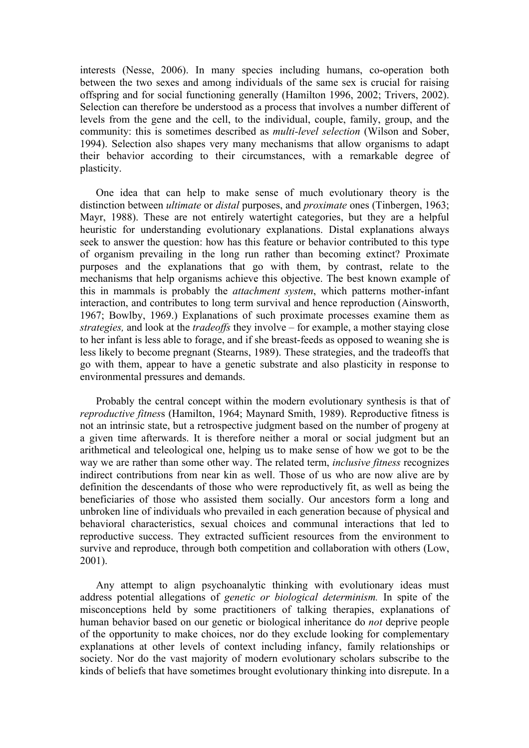interests (Nesse, 2006). In many species including humans, co-operation both between the two sexes and among individuals of the same sex is crucial for raising offspring and for social functioning generally (Hamilton 1996, 2002; Trivers, 2002). Selection can therefore be understood as a process that involves a number different of levels from the gene and the cell, to the individual, couple, family, group, and the community: this is sometimes described as *multi-level selection* (Wilson and Sober, 1994). Selection also shapes very many mechanisms that allow organisms to adapt their behavior according to their circumstances, with a remarkable degree of plasticity.

One idea that can help to make sense of much evolutionary theory is the distinction between *ultimate* or *distal* purposes, and *proximate* ones (Tinbergen, 1963; Mayr, 1988). These are not entirely watertight categories, but they are a helpful heuristic for understanding evolutionary explanations. Distal explanations always seek to answer the question: how has this feature or behavior contributed to this type of organism prevailing in the long run rather than becoming extinct? Proximate purposes and the explanations that go with them, by contrast, relate to the mechanisms that help organisms achieve this objective. The best known example of this in mammals is probably the *attachment system*, which patterns mother-infant interaction, and contributes to long term survival and hence reproduction (Ainsworth, 1967; Bowlby, 1969.) Explanations of such proximate processes examine them as *strategies,* and look at the *tradeoffs* they involve – for example, a mother staying close to her infant is less able to forage, and if she breast-feeds as opposed to weaning she is less likely to become pregnant (Stearns, 1989). These strategies, and the tradeoffs that go with them, appear to have a genetic substrate and also plasticity in response to environmental pressures and demands.

Probably the central concept within the modern evolutionary synthesis is that of *reproductive fitness* (Hamilton, 1964; Maynard Smith, 1989). Reproductive fitness is not an intrinsic state, but a retrospective judgment based on the number of progeny at a given time afterwards. It is therefore neither a moral or social judgment but an arithmetical and teleological one, helping us to make sense of how we got to be the way we are rather than some other way. The related term, *inclusive fitness* recognizes indirect contributions from near kin as well. Those of us who are now alive are by definition the descendants of those who were reproductively fit, as well as being the beneficiaries of those who assisted them socially. Our ancestors form a long and unbroken line of individuals who prevailed in each generation because of physical and behavioral characteristics, sexual choices and communal interactions that led to reproductive success. They extracted sufficient resources from the environment to survive and reproduce, through both competition and collaboration with others (Low, 2001).

Any attempt to align psychoanalytic thinking with evolutionary ideas must address potential allegations of *genetic or biological determinism.* In spite of the misconceptions held by some practitioners of talking therapies, explanations of human behavior based on our genetic or biological inheritance do *not* deprive people of the opportunity to make choices, nor do they exclude looking for complementary explanations at other levels of context including infancy, family relationships or society. Nor do the vast majority of modern evolutionary scholars subscribe to the kinds of beliefs that have sometimes brought evolutionary thinking into disrepute. In a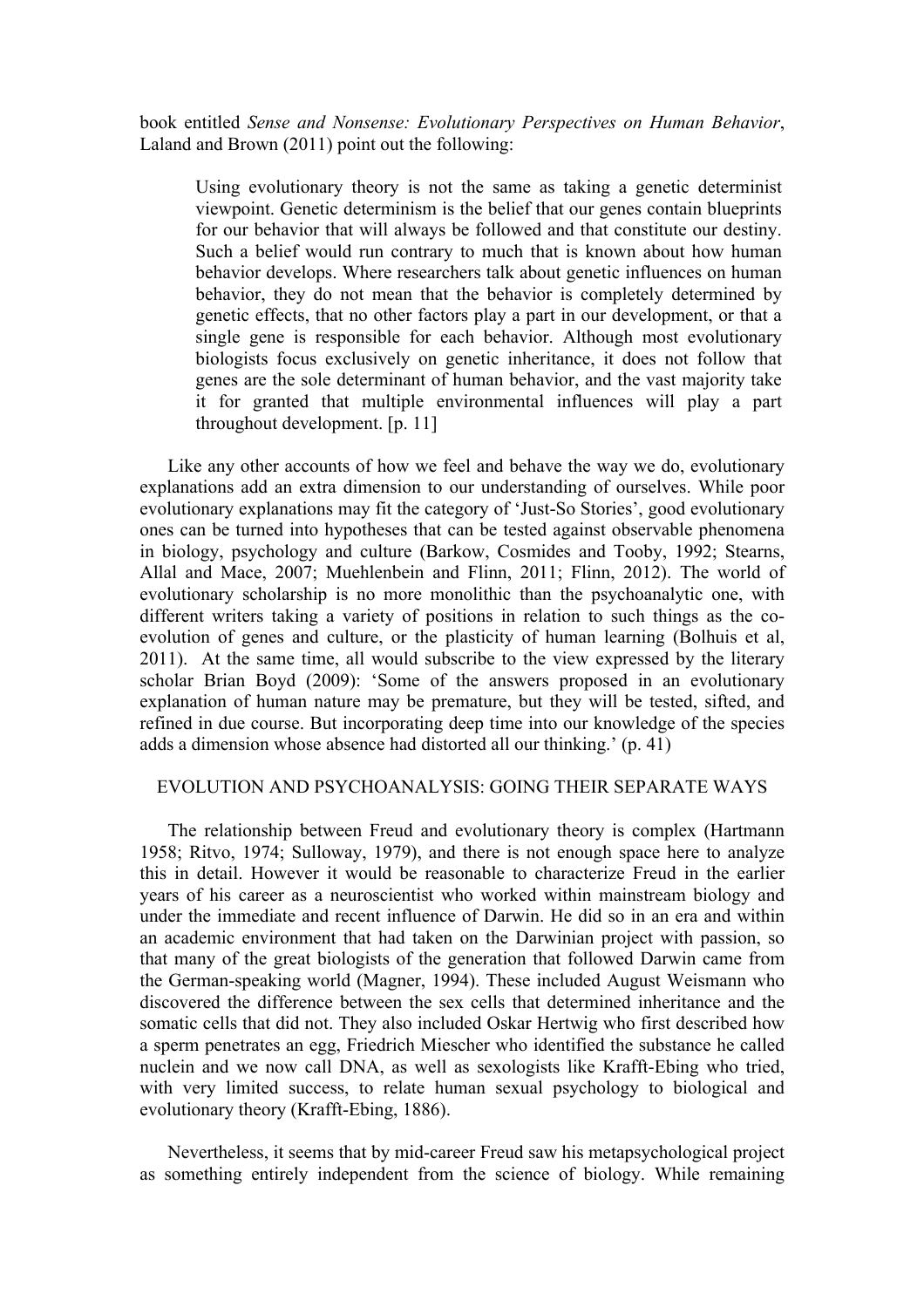book entitled *Sense and Nonsense: Evolutionary Perspectives on Human Behavior*, Laland and Brown (2011) point out the following:

> Using evolutionary theory is not the same as taking a genetic determinist viewpoint. Genetic determinism is the belief that our genes contain blueprints for our behavior that will always be followed and that constitute our destiny. Such a belief would run contrary to much that is known about how human behavior develops. Where researchers talk about genetic influences on human behavior, they do not mean that the behavior is completely determined by genetic effects, that no other factors play a part in our development, or that a single gene is responsible for each behavior. Although most evolutionary biologists focus exclusively on genetic inheritance, it does not follow that genes are the sole determinant of human behavior, and the vast majority take it for granted that multiple environmental influences will play a part throughout development. [p. 11]

Like any other accounts of how we feel and behave the way we do, evolutionary explanations add an extra dimension to our understanding of ourselves. While poor evolutionary explanations may fit the category of 'Just-So Stories', good evolutionary ones can be turned into hypotheses that can be tested against observable phenomena in biology, psychology and culture (Barkow, Cosmides and Tooby, 1992; Stearns, Allal and Mace, 2007; Muehlenbein and Flinn, 2011; Flinn, 2012). The world of evolutionary scholarship is no more monolithic than the psychoanalytic one, with different writers taking a variety of positions in relation to such things as the co-evolution of genes and culture, or the plasticity of human learning (Bolhuis et al, 2011). At the same time, all would subscribe to the view expressed by the literary scholar Brian Boyd (2009): 'Some of the answers proposed in an evolutionary explanation of human nature may be premature, but they will be tested, sifted, and refined in due course. But incorporating deep time into our knowledge of the species adds a dimension whose absence had distorted all our thinking.' (p. 41)

## EVOLUTION AND PSYCHOANALYSIS: GOING THEIR SEPARATE WAYS

The relationship between Freud and evolutionary theory is complex (Hartmann 1958; Ritvo, 1974; Sulloway, 1979), and there is not enough space here to analyze this in detail. However it would be reasonable to characterize Freud in the earlier years of his career as a neuroscientist who worked within mainstream biology and under the immediate and recent influence of Darwin. He did so in an era and within an academic environment that had taken on the Darwinian project with passion, so that many of the great biologists of the generation that followed Darwin came from the German-speaking world (Magner, 1994). These included August Weismann who discovered the difference between the sex cells that determined inheritance and the somatic cells that did not. They also included Oskar Hertwig who first described how a sperm penetrates an egg, Friedrich Miescher who identified the substance he called nuclein and we now call DNA, as well as sexologists like Krafft-Ebing who tried, with very limited success, to relate human sexual psychology to biological and evolutionary theory (Krafft-Ebing, 1886).

Nevertheless, it seems that by mid-career Freud saw his metapsychological project as something entirely independent from the science of biology. While remaining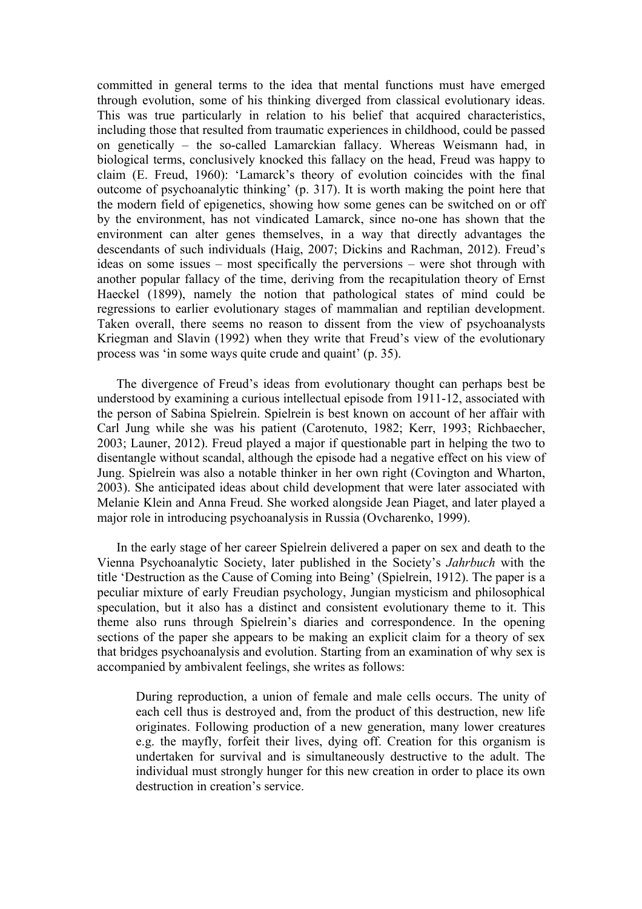committed in general terms to the idea that mental functions must have emerged through evolution, some of his thinking diverged from classical evolutionary ideas. This was true particularly in relation to his belief that acquired characteristics, including those that resulted from traumatic experiences in childhood, could be passed on genetically – the so-called Lamarckian fallacy. Whereas Weismann had, in biological terms, conclusively knocked this fallacy on the head, Freud was happy to claim (E. Freud, 1960): 'Lamarck's theory of evolution coincides with the final outcome of psychoanalytic thinking' (p. 317). It is worth making the point here that the modern field of epigenetics, showing how some genes can be switched on or off by the environment, has not vindicated Lamarck, since no-one has shown that the environment can alter genes themselves, in a way that directly advantages the descendants of such individuals (Haig, 2007; Dickins and Rachman, 2012). Freud's ideas on some issues – most specifically the perversions – were shot through with another popular fallacy of the time, deriving from the recapitulation theory of Ernst Haeckel (1899), namely the notion that pathological states of mind could be regressions to earlier evolutionary stages of mammalian and reptilian development. Taken overall, there seems no reason to dissent from the view of psychoanalysts Kriegman and Slavin (1992) when they write that Freud's view of the evolutionary process was 'in some ways quite crude and quaint' (p. 35).

The divergence of Freud's ideas from evolutionary thought can perhaps best be understood by examining a curious intellectual episode from 1911-12, associated with the person of Sabina Spielrein. Spielrein is best known on account of her affair with Carl Jung while she was his patient (Carotenuto, 1982; Kerr, 1993; Richbaecher, 2003; Launer, 2012). Freud played a major if questionable part in helping the two to disentangle without scandal, although the episode had a negative effect on his view of Jung. Spielrein was also a notable thinker in her own right (Covington and Wharton, 2003). She anticipated ideas about child development that were later associated with Melanie Klein and Anna Freud. She worked alongside Jean Piaget, and later played a major role in introducing psychoanalysis in Russia (Ovcharenko, 1999).

In the early stage of her career Spielrein delivered a paper on sex and death to the Vienna Psychoanalytic Society, later published in the Society's *Jahrbuch* with the title 'Destruction as the Cause of Coming into Being' (Spielrein, 1912). The paper is a peculiar mixture of early Freudian psychology, Jungian mysticism and philosophical speculation, but it also has a distinct and consistent evolutionary theme to it. This theme also runs through Spielrein's diaries and correspondence. In the opening sections of the paper she appears to be making an explicit claim for a theory of sex that bridges psychoanalysis and evolution. Starting from an examination of why sex is accompanied by ambivalent feelings, she writes as follows:

> During reproduction, a union of female and male cells occurs. The unity of each cell thus is destroyed and, from the product of this destruction, new life originates. Following production of a new generation, many lower creatures e.g. the mayfly, forfeit their lives, dying off. Creation for this organism is undertaken for survival and is simultaneously destructive to the adult. The individual must strongly hunger for this new creation in order to place its own destruction in creation's service.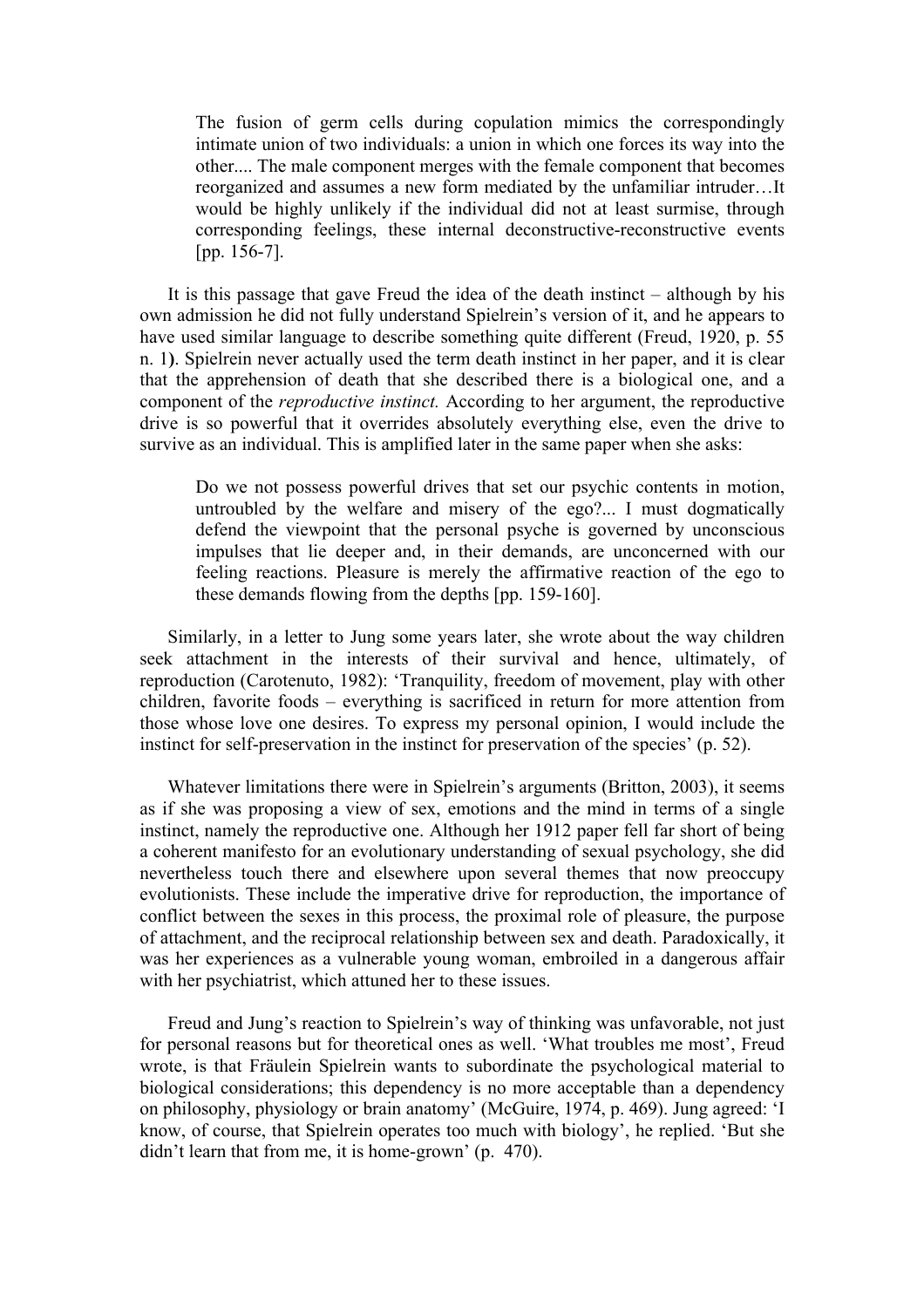> The fusion of germ cells during copulation mimics the correspondingly intimate union of two individuals: a union in which one forces its way into the other.... The male component merges with the female component that becomes reorganized and assumes a new form mediated by the unfamiliar intruder…It would be highly unlikely if the individual did not at least surmise, through corresponding feelings, these internal deconstructive-reconstructive events [pp. 156-7].

It is this passage that gave Freud the idea of the death instinct – although by his own admission he did not fully understand Spielrein's version of it, and he appears to have used similar language to describe something quite different (Freud, 1920, p. 55 n. 1**)**. Spielrein never actually used the term death instinct in her paper, and it is clear that the apprehension of death that she described there is a biological one, and a component of the *reproductive instinct.* According to her argument, the reproductive drive is so powerful that it overrides absolutely everything else, even the drive to survive as an individual. This is amplified later in the same paper when she asks:

> Do we not possess powerful drives that set our psychic contents in motion, untroubled by the welfare and misery of the ego?... I must dogmatically defend the viewpoint that the personal psyche is governed by unconscious impulses that lie deeper and, in their demands, are unconcerned with our feeling reactions. Pleasure is merely the affirmative reaction of the ego to these demands flowing from the depths [pp. 159-160].

Similarly, in a letter to Jung some years later, she wrote about the way children seek attachment in the interests of their survival and hence, ultimately, of reproduction (Carotenuto, 1982): 'Tranquility, freedom of movement, play with other children, favorite foods – everything is sacrificed in return for more attention from those whose love one desires. To express my personal opinion, I would include the instinct for self-preservation in the instinct for preservation of the species' (p. 52).

Whatever limitations there were in Spielrein's arguments (Britton, 2003), it seems as if she was proposing a view of sex, emotions and the mind in terms of a single instinct, namely the reproductive one. Although her 1912 paper fell far short of being a coherent manifesto for an evolutionary understanding of sexual psychology, she did nevertheless touch there and elsewhere upon several themes that now preoccupy evolutionists. These include the imperative drive for reproduction, the importance of conflict between the sexes in this process, the proximal role of pleasure, the purpose of attachment, and the reciprocal relationship between sex and death. Paradoxically, it was her experiences as a vulnerable young woman, embroiled in a dangerous affair with her psychiatrist, which attuned her to these issues.

Freud and Jung's reaction to Spielrein's way of thinking was unfavorable, not just for personal reasons but for theoretical ones as well. 'What troubles me most', Freud wrote, is that Fräulein Spielrein wants to subordinate the psychological material to biological considerations; this dependency is no more acceptable than a dependency on philosophy, physiology or brain anatomy' (McGuire, 1974, p. 469). Jung agreed: 'I know, of course, that Spielrein operates too much with biology', he replied. 'But she didn't learn that from me, it is home-grown' (p. 470).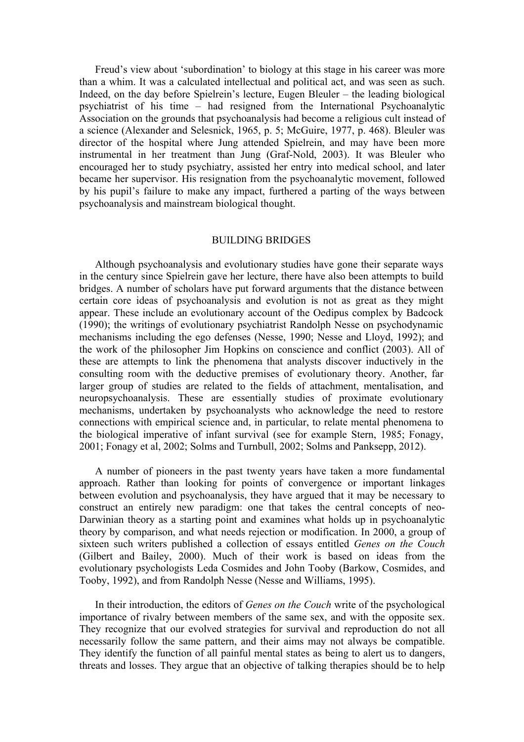Freud's view about 'subordination' to biology at this stage in his career was more than a whim. It was a calculated intellectual and political act, and was seen as such. Indeed, on the day before Spielrein's lecture, Eugen Bleuler – the leading biological psychiatrist of his time – had resigned from the International Psychoanalytic Association on the grounds that psychoanalysis had become a religious cult instead of a science (Alexander and Selesnick, 1965, p. 5; McGuire, 1977, p. 468). Bleuler was director of the hospital where Jung attended Spielrein, and may have been more instrumental in her treatment than Jung (Graf-Nold, 2003). It was Bleuler who encouraged her to study psychiatry, assisted her entry into medical school, and later became her supervisor. His resignation from the psychoanalytic movement, followed by his pupil's failure to make any impact, furthered a parting of the ways between psychoanalysis and mainstream biological thought.

## BUILDING BRIDGES

Although psychoanalysis and evolutionary studies have gone their separate ways in the century since Spielrein gave her lecture, there have also been attempts to build bridges. A number of scholars have put forward arguments that the distance between certain core ideas of psychoanalysis and evolution is not as great as they might appear. These include an evolutionary account of the Oedipus complex by Badcock (1990); the writings of evolutionary psychiatrist Randolph Nesse on psychodynamic mechanisms including the ego defenses (Nesse, 1990; Nesse and Lloyd, 1992); and the work of the philosopher Jim Hopkins on conscience and conflict (2003). All of these are attempts to link the phenomena that analysts discover inductively in the consulting room with the deductive premises of evolutionary theory. Another, far larger group of studies are related to the fields of attachment, mentalisation, and neuropsychoanalysis. These are essentially studies of proximate evolutionary mechanisms, undertaken by psychoanalysts who acknowledge the need to restore connections with empirical science and, in particular, to relate mental phenomena to the biological imperative of infant survival (see for example Stern, 1985; Fonagy, 2001; Fonagy et al, 2002; Solms and Turnbull, 2002; Solms and Panksepp, 2012).

A number of pioneers in the past twenty years have taken a more fundamental approach. Rather than looking for points of convergence or important linkages between evolution and psychoanalysis, they have argued that it may be necessary to construct an entirely new paradigm: one that takes the central concepts of neo-Darwinian theory as a starting point and examines what holds up in psychoanalytic theory by comparison, and what needs rejection or modification. In 2000, a group of sixteen such writers published a collection of essays entitled *Genes on the Couch* (Gilbert and Bailey, 2000). Much of their work is based on ideas from the evolutionary psychologists Leda Cosmides and John Tooby (Barkow, Cosmides, and Tooby, 1992), and from Randolph Nesse (Nesse and Williams, 1995).

In their introduction, the editors of *Genes on the Couch* write of the psychological importance of rivalry between members of the same sex, and with the opposite sex. They recognize that our evolved strategies for survival and reproduction do not all necessarily follow the same pattern, and their aims may not always be compatible. They identify the function of all painful mental states as being to alert us to dangers, threats and losses. They argue that an objective of talking therapies should be to help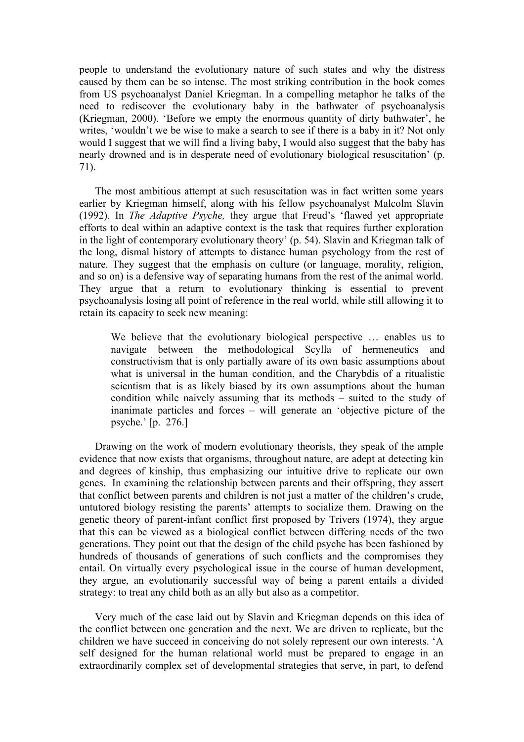people to understand the evolutionary nature of such states and why the distress caused by them can be so intense. The most striking contribution in the book comes from US psychoanalyst Daniel Kriegman. In a compelling metaphor he talks of the need to rediscover the evolutionary baby in the bathwater of psychoanalysis (Kriegman, 2000). 'Before we empty the enormous quantity of dirty bathwater', he writes, 'wouldn't we be wise to make a search to see if there is a baby in it? Not only would I suggest that we will find a living baby, I would also suggest that the baby has nearly drowned and is in desperate need of evolutionary biological resuscitation' (p. 71).

The most ambitious attempt at such resuscitation was in fact written some years earlier by Kriegman himself, along with his fellow psychoanalyst Malcolm Slavin (1992). In *The Adaptive Psyche,* they argue that Freud's 'flawed yet appropriate efforts to deal within an adaptive context is the task that requires further exploration in the light of contemporary evolutionary theory' (p. 54). Slavin and Kriegman talk of the long, dismal history of attempts to distance human psychology from the rest of nature. They suggest that the emphasis on culture (or language, morality, religion, and so on) is a defensive way of separating humans from the rest of the animal world. They argue that a return to evolutionary thinking is essential to prevent psychoanalysis losing all point of reference in the real world, while still allowing it to retain its capacity to seek new meaning:

> We believe that the evolutionary biological perspective … enables us to navigate between the methodological Scylla of hermeneutics and constructivism that is only partially aware of its own basic assumptions about what is universal in the human condition, and the Charybdis of a ritualistic scientism that is as likely biased by its own assumptions about the human condition while naively assuming that its methods – suited to the study of inanimate particles and forces – will generate an 'objective picture of the psyche.' [p. 276.]

Drawing on the work of modern evolutionary theorists, they speak of the ample evidence that now exists that organisms, throughout nature, are adept at detecting kin and degrees of kinship, thus emphasizing our intuitive drive to replicate our own genes. In examining the relationship between parents and their offspring, they assert that conflict between parents and children is not just a matter of the children's crude, untutored biology resisting the parents' attempts to socialize them. Drawing on the genetic theory of parent-infant conflict first proposed by Trivers (1974), they argue that this can be viewed as a biological conflict between differing needs of the two generations. They point out that the design of the child psyche has been fashioned by hundreds of thousands of generations of such conflicts and the compromises they entail. On virtually every psychological issue in the course of human development, they argue, an evolutionarily successful way of being a parent entails a divided strategy: to treat any child both as an ally but also as a competitor.

Very much of the case laid out by Slavin and Kriegman depends on this idea of the conflict between one generation and the next. We are driven to replicate, but the children we have succeed in conceiving do not solely represent our own interests. 'A self designed for the human relational world must be prepared to engage in an extraordinarily complex set of developmental strategies that serve, in part, to defend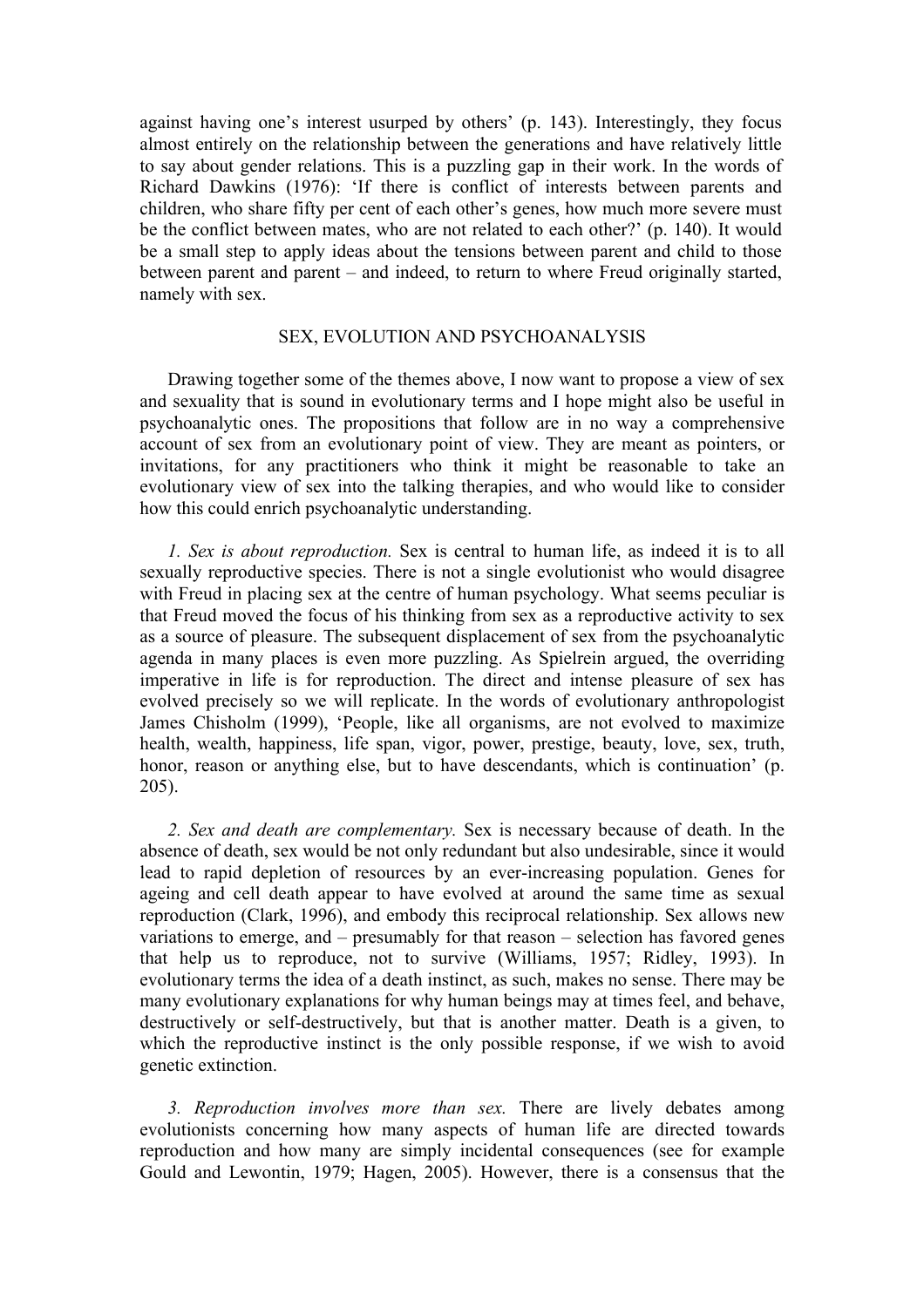against having one's interest usurped by others' (p. 143). Interestingly, they focus almost entirely on the relationship between the generations and have relatively little to say about gender relations. This is a puzzling gap in their work. In the words of Richard Dawkins (1976): 'If there is conflict of interests between parents and children, who share fifty per cent of each other's genes, how much more severe must be the conflict between mates, who are not related to each other?' (p. 140). It would be a small step to apply ideas about the tensions between parent and child to those between parent and parent – and indeed, to return to where Freud originally started, namely with sex.

## SEX, EVOLUTION AND PSYCHOANALYSIS

Drawing together some of the themes above, I now want to propose a view of sex and sexuality that is sound in evolutionary terms and I hope might also be useful in psychoanalytic ones. The propositions that follow are in no way a comprehensive account of sex from an evolutionary point of view. They are meant as pointers, or invitations, for any practitioners who think it might be reasonable to take an evolutionary view of sex into the talking therapies, and who would like to consider how this could enrich psychoanalytic understanding.

*1. Sex is about reproduction.* Sex is central to human life, as indeed it is to all sexually reproductive species. There is not a single evolutionist who would disagree with Freud in placing sex at the centre of human psychology. What seems peculiar is that Freud moved the focus of his thinking from sex as a reproductive activity to sex as a source of pleasure. The subsequent displacement of sex from the psychoanalytic agenda in many places is even more puzzling. As Spielrein argued, the overriding imperative in life is for reproduction. The direct and intense pleasure of sex has evolved precisely so we will replicate. In the words of evolutionary anthropologist James Chisholm (1999), 'People, like all organisms, are not evolved to maximize health, wealth, happiness, life span, vigor, power, prestige, beauty, love, sex, truth, honor, reason or anything else, but to have descendants, which is continuation' (p. 205).

*2. Sex and death are complementary.* Sex is necessary because of death. In the absence of death, sex would be not only redundant but also undesirable, since it would lead to rapid depletion of resources by an ever-increasing population. Genes for ageing and cell death appear to have evolved at around the same time as sexual reproduction (Clark, 1996), and embody this reciprocal relationship. Sex allows new variations to emerge, and – presumably for that reason – selection has favored genes that help us to reproduce, not to survive (Williams, 1957; Ridley, 1993). In evolutionary terms the idea of a death instinct, as such, makes no sense. There may be many evolutionary explanations for why human beings may at times feel, and behave, destructively or self-destructively, but that is another matter. Death is a given, to which the reproductive instinct is the only possible response, if we wish to avoid genetic extinction.

*3. Reproduction involves more than sex.* There are lively debates among evolutionists concerning how many aspects of human life are directed towards reproduction and how many are simply incidental consequences (see for example Gould and Lewontin, 1979; Hagen, 2005). However, there is a consensus that the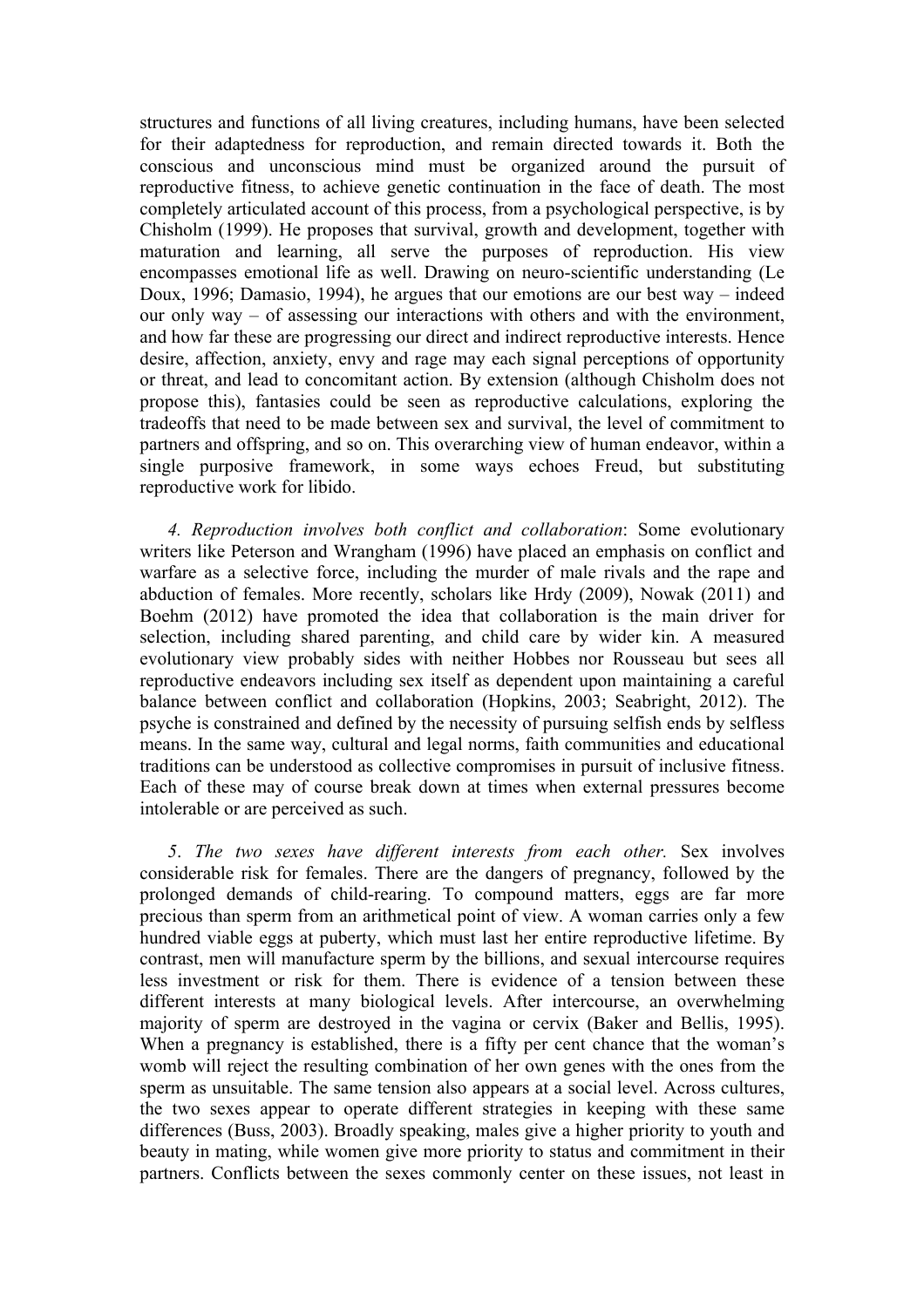structures and functions of all living creatures, including humans, have been selected for their adaptedness for reproduction, and remain directed towards it. Both the conscious and unconscious mind must be organized around the pursuit of reproductive fitness, to achieve genetic continuation in the face of death. The most completely articulated account of this process, from a psychological perspective, is by Chisholm (1999). He proposes that survival, growth and development, together with maturation and learning, all serve the purposes of reproduction. His view encompasses emotional life as well. Drawing on neuro-scientific understanding (Le Doux, 1996; Damasio, 1994), he argues that our emotions are our best way – indeed our only way – of assessing our interactions with others and with the environment, and how far these are progressing our direct and indirect reproductive interests. Hence desire, affection, anxiety, envy and rage may each signal perceptions of opportunity or threat, and lead to concomitant action. By extension (although Chisholm does not propose this), fantasies could be seen as reproductive calculations, exploring the tradeoffs that need to be made between sex and survival, the level of commitment to partners and offspring, and so on. This overarching view of human endeavor, within a single purposive framework, in some ways echoes Freud, but substituting reproductive work for libido.

*4. Reproduction involves both conflict and collaboration*: Some evolutionary writers like Peterson and Wrangham (1996) have placed an emphasis on conflict and warfare as a selective force, including the murder of male rivals and the rape and abduction of females. More recently, scholars like Hrdy (2009), Nowak (2011) and Boehm (2012) have promoted the idea that collaboration is the main driver for selection, including shared parenting, and child care by wider kin. A measured evolutionary view probably sides with neither Hobbes nor Rousseau but sees all reproductive endeavors including sex itself as dependent upon maintaining a careful balance between conflict and collaboration (Hopkins, 2003; Seabright, 2012). The psyche is constrained and defined by the necessity of pursuing selfish ends by selfless means. In the same way, cultural and legal norms, faith communities and educational traditions can be understood as collective compromises in pursuit of inclusive fitness. Each of these may of course break down at times when external pressures become intolerable or are perceived as such.

*5. The two sexes have different interests from each other.* Sex involves considerable risk for females. There are the dangers of pregnancy, followed by the prolonged demands of child-rearing. To compound matters, eggs are far more precious than sperm from an arithmetical point of view. A woman carries only a few hundred viable eggs at puberty, which must last her entire reproductive lifetime. By contrast, men will manufacture sperm by the billions, and sexual intercourse requires less investment or risk for them. There is evidence of a tension between these different interests at many biological levels. After intercourse, an overwhelming majority of sperm are destroyed in the vagina or cervix (Baker and Bellis, 1995). When a pregnancy is established, there is a fifty per cent chance that the woman's womb will reject the resulting combination of her own genes with the ones from the sperm as unsuitable. The same tension also appears at a social level. Across cultures, the two sexes appear to operate different strategies in keeping with these same differences (Buss, 2003). Broadly speaking, males give a higher priority to youth and beauty in mating, while women give more priority to status and commitment in their partners. Conflicts between the sexes commonly center on these issues, not least in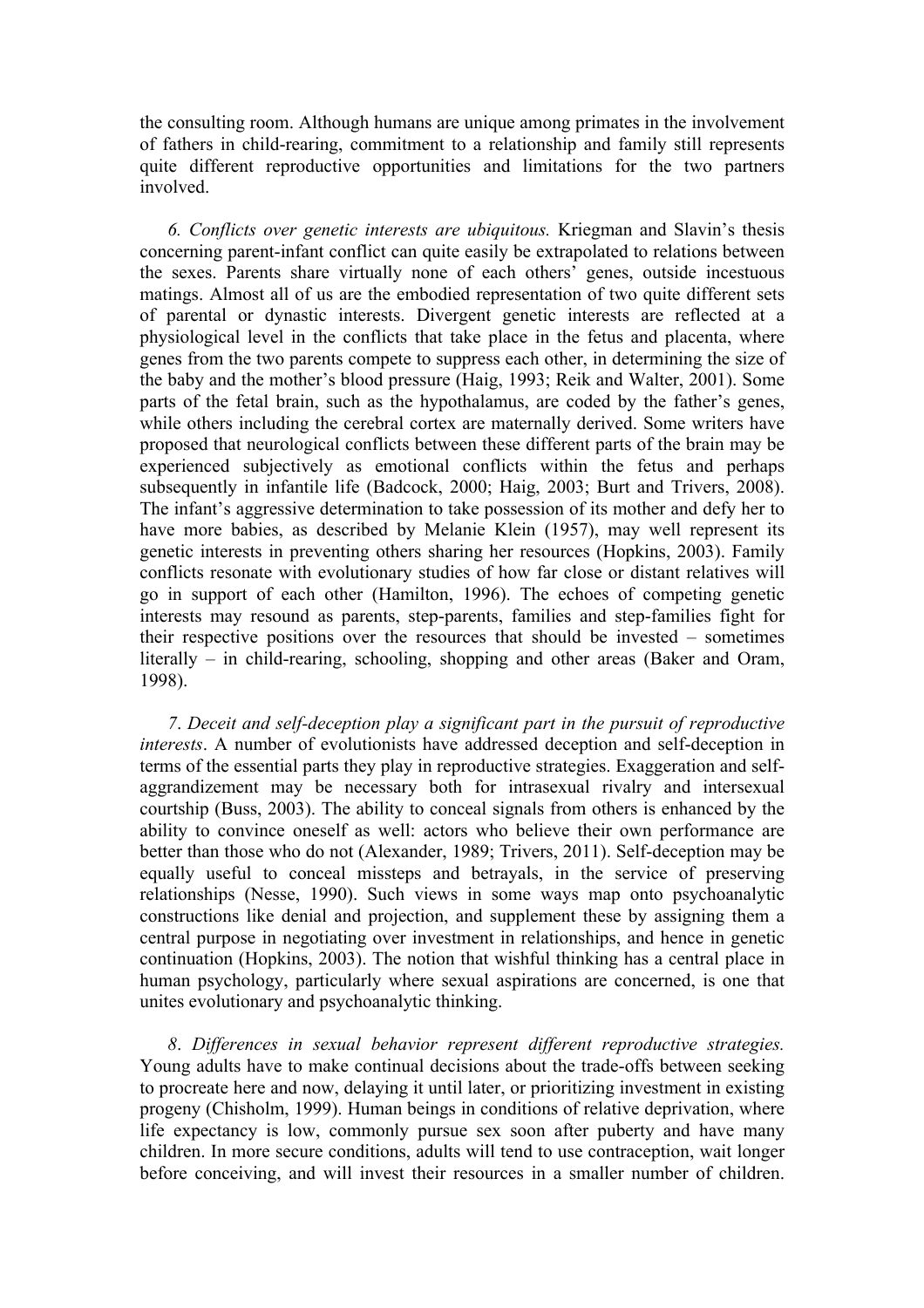the consulting room. Although humans are unique among primates in the involvement of fathers in child-rearing, commitment to a relationship and family still represents quite different reproductive opportunities and limitations for the two partners involved.

*6. Conflicts over genetic interests are ubiquitous.* Kriegman and Slavin's thesis concerning parent-infant conflict can quite easily be extrapolated to relations between the sexes. Parents share virtually none of each others' genes, outside incestuous matings. Almost all of us are the embodied representation of two quite different sets of parental or dynastic interests. Divergent genetic interests are reflected at a physiological level in the conflicts that take place in the fetus and placenta, where genes from the two parents compete to suppress each other, in determining the size of the baby and the mother's blood pressure (Haig, 1993; Reik and Walter, 2001). Some parts of the fetal brain, such as the hypothalamus, are coded by the father's genes, while others including the cerebral cortex are maternally derived. Some writers have proposed that neurological conflicts between these different parts of the brain may be experienced subjectively as emotional conflicts within the fetus and perhaps subsequently in infantile life (Badcock, 2000; Haig, 2003; Burt and Trivers, 2008). The infant's aggressive determination to take possession of its mother and defy her to have more babies, as described by Melanie Klein (1957), may well represent its genetic interests in preventing others sharing her resources (Hopkins, 2003). Family conflicts resonate with evolutionary studies of how far close or distant relatives will go in support of each other (Hamilton, 1996). The echoes of competing genetic interests may resound as parents, step-parents, families and step-families fight for their respective positions over the resources that should be invested – sometimes literally – in child-rearing, schooling, shopping and other areas (Baker and Oram, 1998).

*7. Deceit and self-deception play a significant part in the pursuit of reproductive interests*. A number of evolutionists have addressed deception and self-deception in terms of the essential parts they play in reproductive strategies. Exaggeration and self-aggrandizement may be necessary both for intrasexual rivalry and intersexual courtship (Buss, 2003). The ability to conceal signals from others is enhanced by the ability to convince oneself as well: actors who believe their own performance are better than those who do not (Alexander, 1989; Trivers, 2011). Self-deception may be equally useful to conceal missteps and betrayals, in the service of preserving relationships (Nesse, 1990). Such views in some ways map onto psychoanalytic constructions like denial and projection, and supplement these by assigning them a central purpose in negotiating over investment in relationships, and hence in genetic continuation (Hopkins, 2003). The notion that wishful thinking has a central place in human psychology, particularly where sexual aspirations are concerned, is one that unites evolutionary and psychoanalytic thinking.

*8. Differences in sexual behavior represent different reproductive strategies.* Young adults have to make continual decisions about the trade-offs between seeking to procreate here and now, delaying it until later, or prioritizing investment in existing progeny (Chisholm, 1999). Human beings in conditions of relative deprivation, where life expectancy is low, commonly pursue sex soon after puberty and have many children. In more secure conditions, adults will tend to use contraception, wait longer before conceiving, and will invest their resources in a smaller number of children.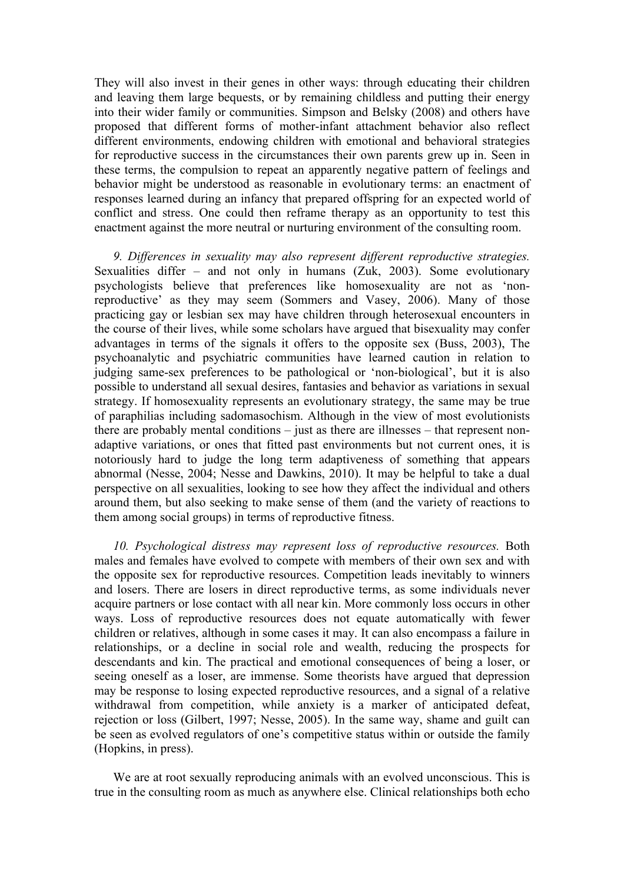They will also invest in their genes in other ways: through educating their children and leaving them large bequests, or by remaining childless and putting their energy into their wider family or communities. Simpson and Belsky (2008) and others have proposed that different forms of mother-infant attachment behavior also reflect different environments, endowing children with emotional and behavioral strategies for reproductive success in the circumstances their own parents grew up in. Seen in these terms, the compulsion to repeat an apparently negative pattern of feelings and behavior might be understood as reasonable in evolutionary terms: an enactment of responses learned during an infancy that prepared offspring for an expected world of conflict and stress. One could then reframe therapy as an opportunity to test this enactment against the more neutral or nurturing environment of the consulting room.

*9. Differences in sexuality may also represent different reproductive strategies.* Sexualities differ – and not only in humans (Zuk, 2003). Some evolutionary psychologists believe that preferences like homosexuality are not as 'non-reproductive' as they may seem (Sommers and Vasey, 2006). Many of those practicing gay or lesbian sex may have children through heterosexual encounters in the course of their lives, while some scholars have argued that bisexuality may confer advantages in terms of the signals it offers to the opposite sex (Buss, 2003), The psychoanalytic and psychiatric communities have learned caution in relation to judging same-sex preferences to be pathological or 'non-biological', but it is also possible to understand all sexual desires, fantasies and behavior as variations in sexual strategy. If homosexuality represents an evolutionary strategy, the same may be true of paraphilias including sadomasochism. Although in the view of most evolutionists there are probably mental conditions – just as there are illnesses – that represent non-adaptive variations, or ones that fitted past environments but not current ones, it is notoriously hard to judge the long term adaptiveness of something that appears abnormal (Nesse, 2004; Nesse and Dawkins, 2010). It may be helpful to take a dual perspective on all sexualities, looking to see how they affect the individual and others around them, but also seeking to make sense of them (and the variety of reactions to them among social groups) in terms of reproductive fitness.

*10. Psychological distress may represent loss of reproductive resources.* Both males and females have evolved to compete with members of their own sex and with the opposite sex for reproductive resources. Competition leads inevitably to winners and losers. There are losers in direct reproductive terms, as some individuals never acquire partners or lose contact with all near kin. More commonly loss occurs in other ways. Loss of reproductive resources does not equate automatically with fewer children or relatives, although in some cases it may. It can also encompass a failure in relationships, or a decline in social role and wealth, reducing the prospects for descendants and kin. The practical and emotional consequences of being a loser, or seeing oneself as a loser, are immense. Some theorists have argued that depression may be response to losing expected reproductive resources, and a signal of a relative withdrawal from competition, while anxiety is a marker of anticipated defeat, rejection or loss (Gilbert, 1997; Nesse, 2005). In the same way, shame and guilt can be seen as evolved regulators of one's competitive status within or outside the family (Hopkins, in press).

We are at root sexually reproducing animals with an evolved unconscious. This is true in the consulting room as much as anywhere else. Clinical relationships both echo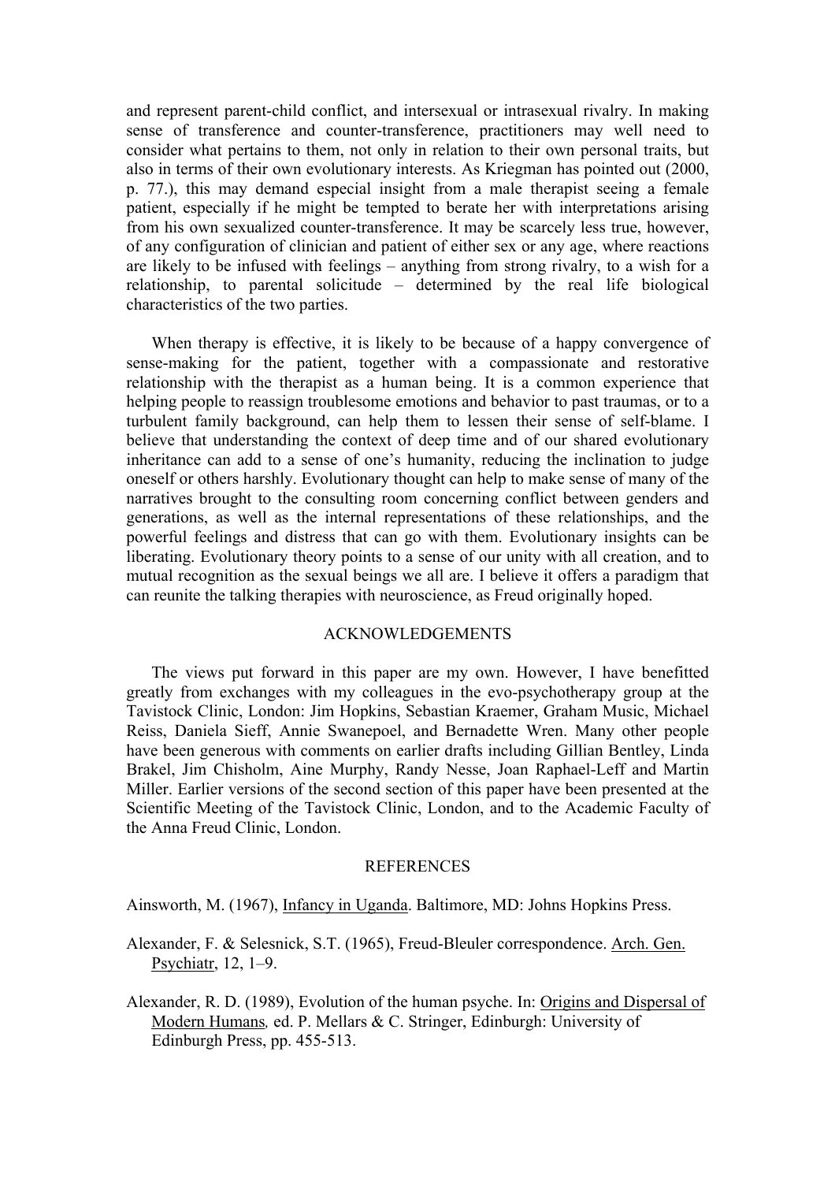and represent parent-child conflict, and intersexual or intrasexual rivalry. In making sense of transference and counter-transference, practitioners may well need to consider what pertains to them, not only in relation to their own personal traits, but also in terms of their own evolutionary interests. As Kriegman has pointed out (2000, p. 77.), this may demand especial insight from a male therapist seeing a female patient, especially if he might be tempted to berate her with interpretations arising from his own sexualized counter-transference. It may be scarcely less true, however, of any configuration of clinician and patient of either sex or any age, where reactions are likely to be infused with feelings – anything from strong rivalry, to a wish for a relationship, to parental solicitude – determined by the real life biological characteristics of the two parties.

When therapy is effective, it is likely to be because of a happy convergence of sense-making for the patient, together with a compassionate and restorative relationship with the therapist as a human being. It is a common experience that helping people to reassign troublesome emotions and behavior to past traumas, or to a turbulent family background, can help them to lessen their sense of self-blame. I believe that understanding the context of deep time and of our shared evolutionary inheritance can add to a sense of one's humanity, reducing the inclination to judge oneself or others harshly. Evolutionary thought can help to make sense of many of the narratives brought to the consulting room concerning conflict between genders and generations, as well as the internal representations of these relationships, and the powerful feelings and distress that can go with them. Evolutionary insights can be liberating. Evolutionary theory points to a sense of our unity with all creation, and to mutual recognition as the sexual beings we all are. I believe it offers a paradigm that can reunite the talking therapies with neuroscience, as Freud originally hoped.

## ACKNOWLEDGEMENTS

The views put forward in this paper are my own. However, I have benefitted greatly from exchanges with my colleagues in the evo-psychotherapy group at the Tavistock Clinic, London: Jim Hopkins, Sebastian Kraemer, Graham Music, Michael Reiss, Daniela Sieff, Annie Swanepoel, and Bernadette Wren. Many other people have been generous with comments on earlier drafts including Gillian Bentley, Linda Brakel, Jim Chisholm, Aine Murphy, Randy Nesse, Joan Raphael-Leff and Martin Miller. Earlier versions of the second section of this paper have been presented at the Scientific Meeting of the Tavistock Clinic, London, and to the Academic Faculty of the Anna Freud Clinic, London.

## REFERENCES

Ainsworth, M. (1967), Infancy in Uganda. Baltimore, MD: Johns Hopkins Press.

Alexander, F. & Selesnick, S.T. (1965), Freud-Bleuler correspondence. Arch. Gen. Psychiatr, 12, 1–9.

Alexander, R. D. (1989), Evolution of the human psyche. In: Origins and Dispersal of Modern Humans, ed. P. Mellars & C. Stringer, Edinburgh: University of Edinburgh Press, pp. 455-513.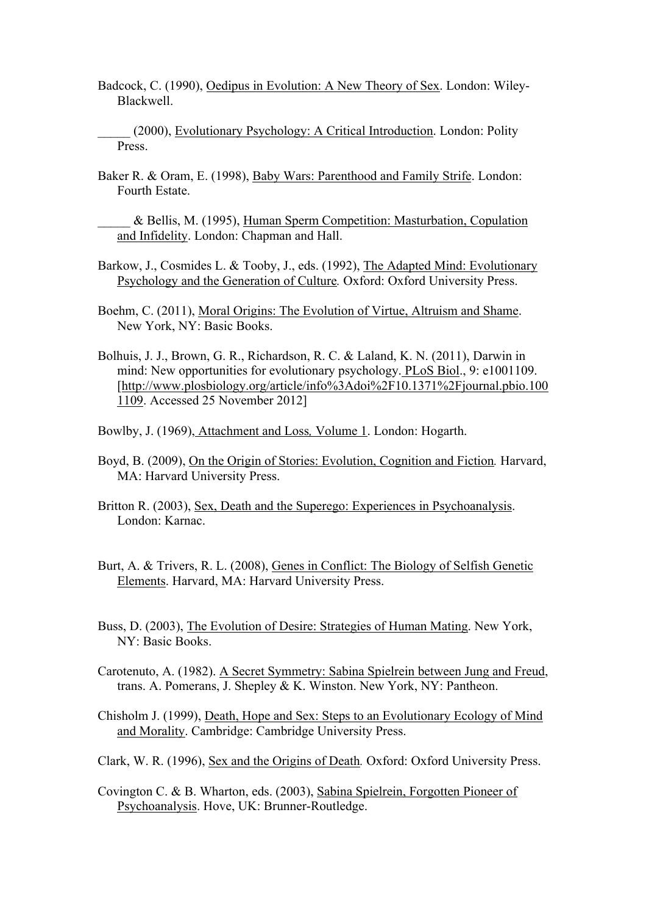Badcock, C. (1990), Oedipus in Evolution: A New Theory of Sex. London: Wiley-Blackwell.

_____ (2000), Evolutionary Psychology: A Critical Introduction. London: Polity Press.

Baker R. & Oram, E. (1998), Baby Wars: Parenthood and Family Strife. London: Fourth Estate.

_____ & Bellis, M. (1995), Human Sperm Competition: Masturbation, Copulation and Infidelity. London: Chapman and Hall.

Barkow, J., Cosmides L. & Tooby, J., eds. (1992), The Adapted Mind: Evolutionary Psychology and the Generation of Culture. Oxford: Oxford University Press.

Boehm, C. (2011), Moral Origins: The Evolution of Virtue, Altruism and Shame. New York, NY: Basic Books.

Bolhuis, J. J., Brown, G. R., Richardson, R. C. & Laland, K. N. (2011), Darwin in mind: New opportunities for evolutionary psychology. PLoS Biol., 9: e1001109. [http://www.plosbiology.org/article/info%3Adoi%2F10.1371%2Fjournal.pbio.1001109. Accessed 25 November 2012]

Bowlby, J. (1969), Attachment and Loss, Volume 1. London: Hogarth.

Boyd, B. (2009), On the Origin of Stories: Evolution, Cognition and Fiction. Harvard, MA: Harvard University Press.

Britton R. (2003), Sex, Death and the Superego: Experiences in Psychoanalysis. London: Karnac.

Burt, A. & Trivers, R. L. (2008), Genes in Conflict: The Biology of Selfish Genetic Elements. Harvard, MA: Harvard University Press.

Buss, D. (2003), The Evolution of Desire: Strategies of Human Mating. New York, NY: Basic Books.

Carotenuto, A. (1982). A Secret Symmetry: Sabina Spielrein between Jung and Freud, trans. A. Pomerans, J. Shepley & K. Winston. New York, NY: Pantheon.

Chisholm J. (1999), Death, Hope and Sex: Steps to an Evolutionary Ecology of Mind and Morality. Cambridge: Cambridge University Press.

Clark, W. R. (1996), Sex and the Origins of Death. Oxford: Oxford University Press.

Covington C. & B. Wharton, eds. (2003), Sabina Spielrein, Forgotten Pioneer of Psychoanalysis. Hove, UK: Brunner-Routledge.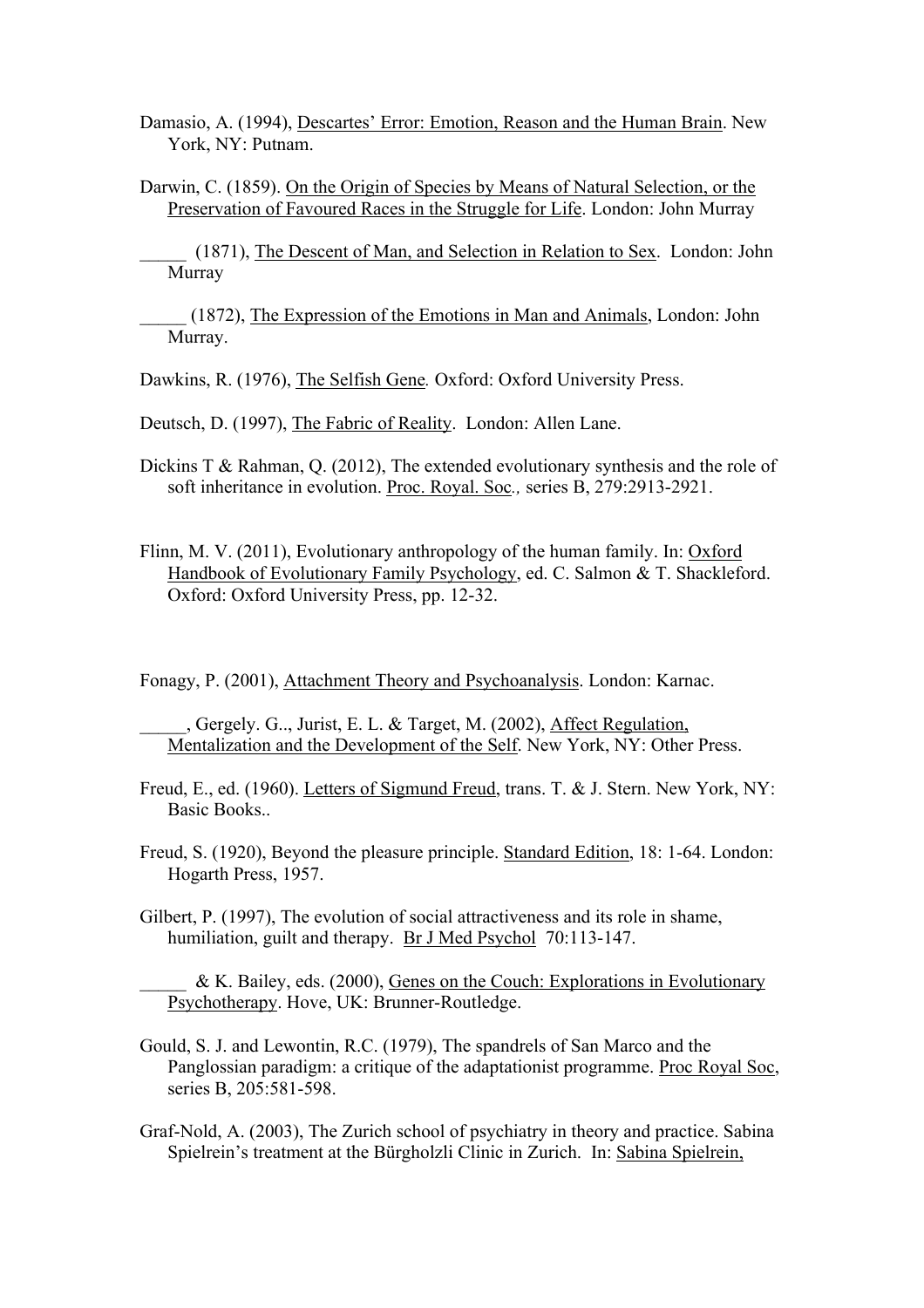Damasio, A. (1994), Descartes' Error: Emotion, Reason and the Human Brain. New York, NY: Putnam.

Darwin, C. (1859). On the Origin of Species by Means of Natural Selection, or the Preservation of Favoured Races in the Struggle for Life. London: John Murray

_____ (1871), The Descent of Man, and Selection in Relation to Sex. London: John Murray

_____ (1872), The Expression of the Emotions in Man and Animals, London: John Murray.

Dawkins, R. (1976), The Selfish Gene. Oxford: Oxford University Press.

Deutsch, D. (1997), The Fabric of Reality. London: Allen Lane.

Dickins T & Rahman, Q. (2012), The extended evolutionary synthesis and the role of soft inheritance in evolution. Proc. Royal. Soc., series B, 279:2913-2921.

Flinn, M. V. (2011), Evolutionary anthropology of the human family. In: Oxford Handbook of Evolutionary Family Psychology, ed. C. Salmon & T. Shackleford. Oxford: Oxford University Press, pp. 12-32.

Fonagy, P. (2001), Attachment Theory and Psychoanalysis. London: Karnac.

_____, Gergely. G.., Jurist, E. L. & Target, M. (2002), Affect Regulation, Mentalization and the Development of the Self. New York, NY: Other Press.

Freud, E., ed. (1960). Letters of Sigmund Freud, trans. T. & J. Stern. New York, NY: Basic Books..

Freud, S. (1920), Beyond the pleasure principle. Standard Edition, 18: 1-64. London: Hogarth Press, 1957.

Gilbert, P. (1997), The evolution of social attractiveness and its role in shame, humiliation, guilt and therapy. Br J Med Psychol 70:113-147.

_____ & K. Bailey, eds. (2000), Genes on the Couch: Explorations in Evolutionary Psychotherapy. Hove, UK: Brunner-Routledge.

Gould, S. J. and Lewontin, R.C. (1979), The spandrels of San Marco and the Panglossian paradigm: a critique of the adaptationist programme. Proc Royal Soc, series B, 205:581-598.

Graf-Nold, A. (2003), The Zurich school of psychiatry in theory and practice. Sabina Spielrein's treatment at the Bürgholzli Clinic in Zurich. In: Sabina Spielrein,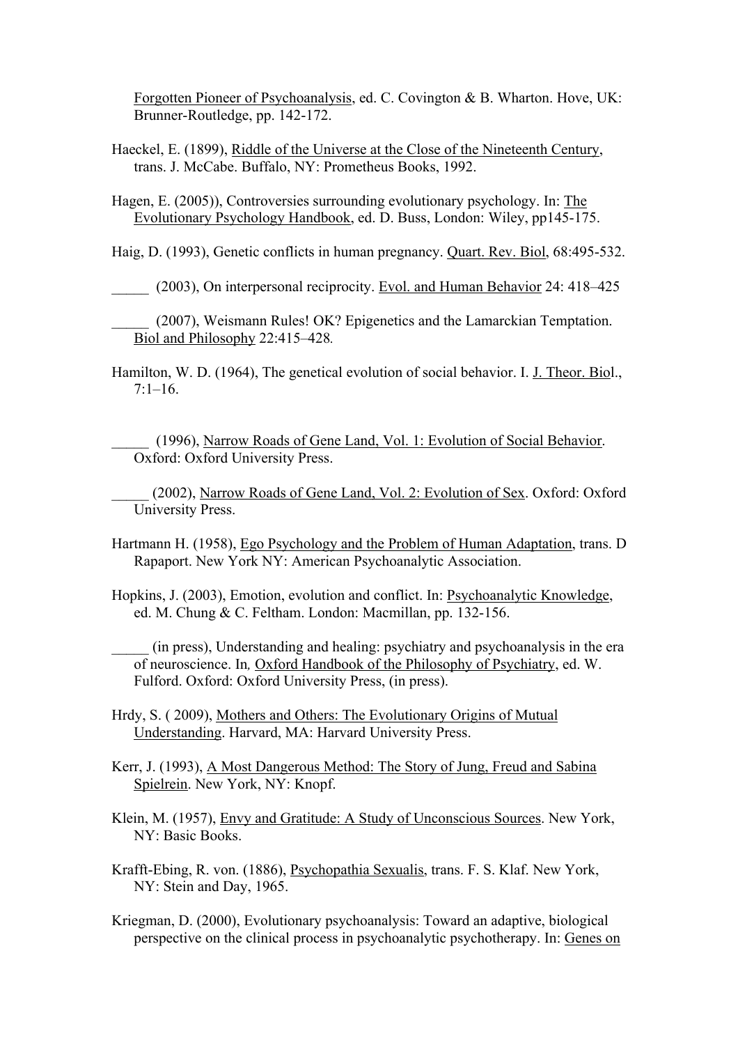Forgotten Pioneer of Psychoanalysis, ed. C. Covington & B. Wharton. Hove, UK: Brunner-Routledge, pp. 142-172.

Haeckel, E. (1899), Riddle of the Universe at the Close of the Nineteenth Century, trans. J. McCabe. Buffalo, NY: Prometheus Books, 1992.

Hagen, E. (2005)), Controversies surrounding evolutionary psychology. In: The Evolutionary Psychology Handbook, ed. D. Buss, London: Wiley, pp145-175.

Haig, D. (1993), Genetic conflicts in human pregnancy. Quart. Rev. Biol, 68:495-532.

_____ (2003), On interpersonal reciprocity. Evol. and Human Behavior 24: 418–425

_____ (2007), Weismann Rules! OK? Epigenetics and the Lamarckian Temptation. Biol and Philosophy 22:415–428.

Hamilton, W. D. (1964), The genetical evolution of social behavior. I. J. Theor. Biol., 7:1–16.

_____ (1996), Narrow Roads of Gene Land, Vol. 1: Evolution of Social Behavior. Oxford: Oxford University Press.

_____ (2002), Narrow Roads of Gene Land, Vol. 2: Evolution of Sex. Oxford: Oxford University Press.

Hartmann H. (1958), Ego Psychology and the Problem of Human Adaptation, trans. D Rapaport. New York NY: American Psychoanalytic Association.

Hopkins, J. (2003), Emotion, evolution and conflict. In: Psychoanalytic Knowledge, ed. M. Chung & C. Feltham. London: Macmillan, pp. 132-156.

_____ (in press), Understanding and healing: psychiatry and psychoanalysis in the era of neuroscience. In, Oxford Handbook of the Philosophy of Psychiatry, ed. W. Fulford. Oxford: Oxford University Press, (in press).

Hrdy, S. ( 2009), Mothers and Others: The Evolutionary Origins of Mutual Understanding. Harvard, MA: Harvard University Press.

Kerr, J. (1993), A Most Dangerous Method: The Story of Jung, Freud and Sabina Spielrein. New York, NY: Knopf.

Klein, M. (1957), Envy and Gratitude: A Study of Unconscious Sources. New York, NY: Basic Books.

Krafft-Ebing, R. von. (1886), Psychopathia Sexualis, trans. F. S. Klaf. New York, NY: Stein and Day, 1965.

Kriegman, D. (2000), Evolutionary psychoanalysis: Toward an adaptive, biological perspective on the clinical process in psychoanalytic psychotherapy. In: Genes on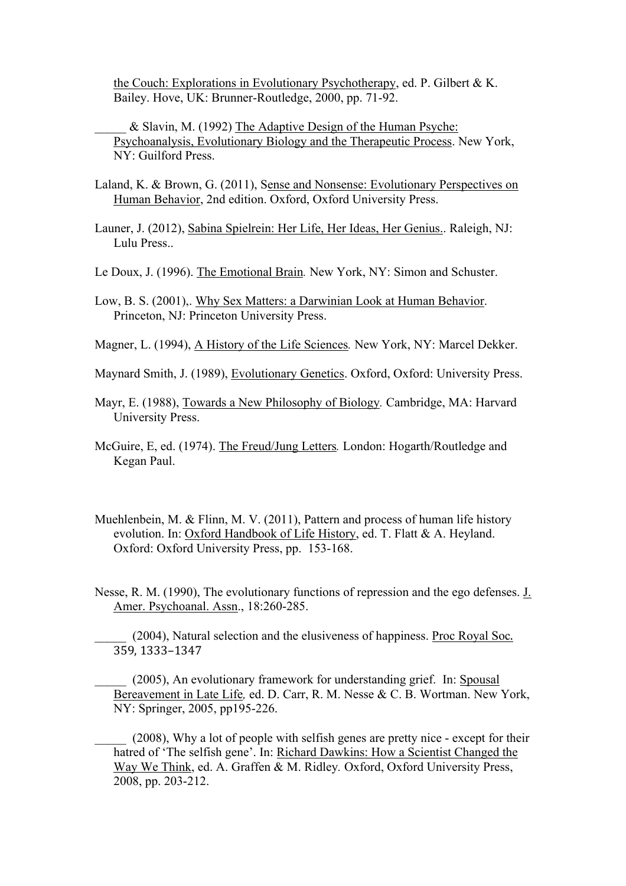the Couch: Explorations in Evolutionary Psychotherapy, ed. P. Gilbert & K. Bailey. Hove, UK: Brunner-Routledge, 2000, pp. 71-92.

_____ & Slavin, M. (1992) The Adaptive Design of the Human Psyche: Psychoanalysis, Evolutionary Biology and the Therapeutic Process. New York, NY: Guilford Press.

Laland, K. & Brown, G. (2011), Sense and Nonsense: Evolutionary Perspectives on Human Behavior, 2nd edition. Oxford, Oxford University Press.

Launer, J. (2012), Sabina Spielrein: Her Life, Her Ideas, Her Genius.. Raleigh, NJ: Lulu Press..

Le Doux, J. (1996). The Emotional Brain. New York, NY: Simon and Schuster.

Low, B. S. (2001),. Why Sex Matters: a Darwinian Look at Human Behavior. Princeton, NJ: Princeton University Press.

Magner, L. (1994), A History of the Life Sciences. New York, NY: Marcel Dekker.

Maynard Smith, J. (1989), Evolutionary Genetics. Oxford, Oxford: University Press.

Mayr, E. (1988), Towards a New Philosophy of Biology. Cambridge, MA: Harvard University Press.

McGuire, E, ed. (1974). The Freud/Jung Letters. London: Hogarth/Routledge and Kegan Paul.

Muehlenbein, M. & Flinn, M. V. (2011), Pattern and process of human life history evolution. In: Oxford Handbook of Life History, ed. T. Flatt & A. Heyland. Oxford: Oxford University Press, pp. 153-168.

Nesse, R. M. (1990), The evolutionary functions of repression and the ego defenses. J. Amer. Psychoanal. Assn., 18:260-285.

_____ (2004), Natural selection and the elusiveness of happiness. Proc Royal Soc. 359, 1333–1347

_____ (2005), An evolutionary framework for understanding grief. In: Spousal Bereavement in Late Life, ed. D. Carr, R. M. Nesse & C. B. Wortman. New York, NY: Springer, 2005, pp195-226.

_____ (2008), Why a lot of people with selfish genes are pretty nice - except for their hatred of 'The selfish gene'. In: Richard Dawkins: How a Scientist Changed the Way We Think, ed. A. Graffen & M. Ridley. Oxford, Oxford University Press, 2008, pp. 203-212.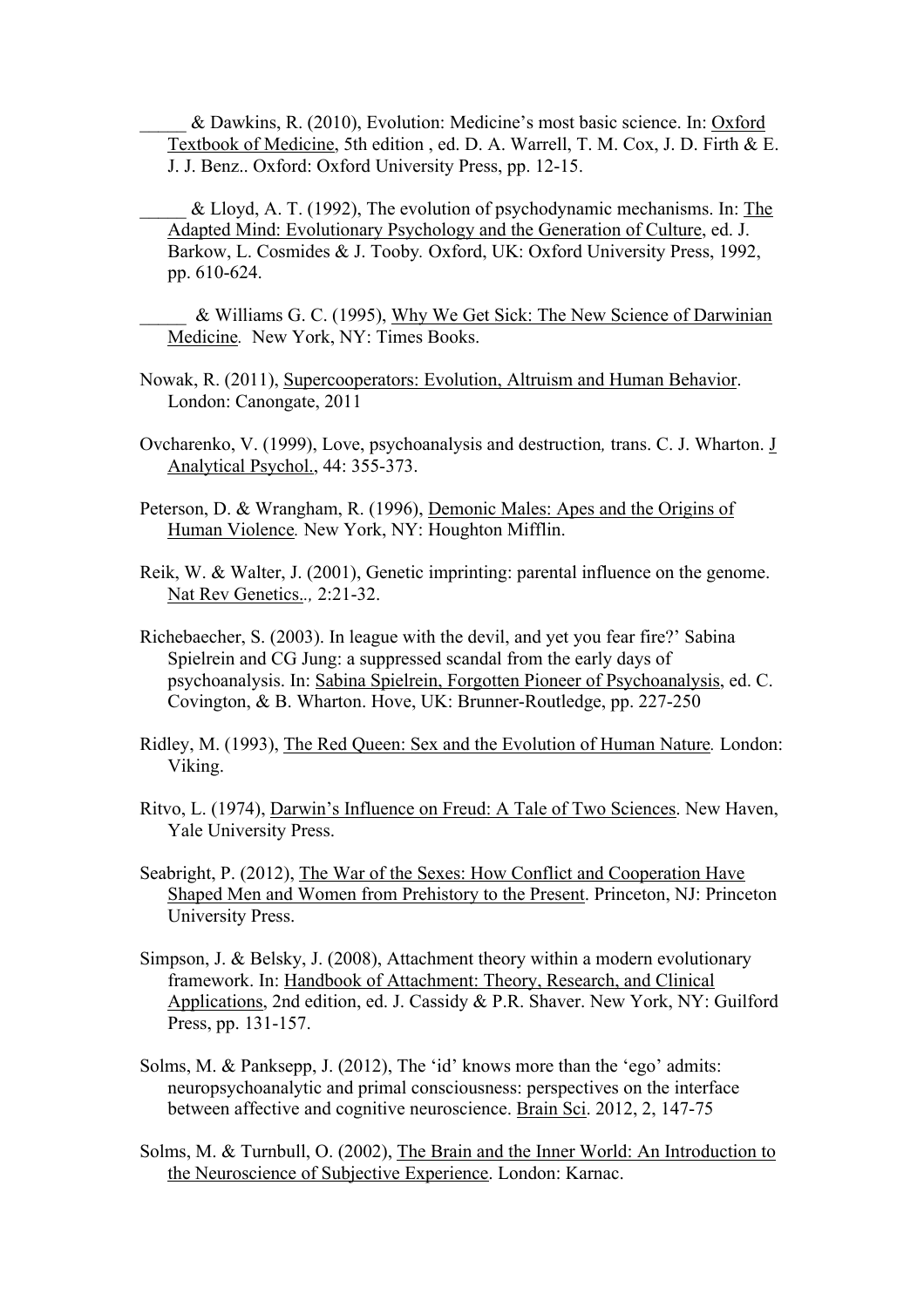_____ & Dawkins, R. (2010), Evolution: Medicine's most basic science. In: Oxford Textbook of Medicine, 5th edition , ed. D. A. Warrell, T. M. Cox, J. D. Firth & E. J. J. Benz.. Oxford: Oxford University Press, pp. 12-15.

_____ & Lloyd, A. T. (1992), The evolution of psychodynamic mechanisms. In: The Adapted Mind: Evolutionary Psychology and the Generation of Culture, ed. J. Barkow, L. Cosmides & J. Tooby. Oxford, UK: Oxford University Press, 1992, pp. 610-624.

_____ & Williams G. C. (1995), Why We Get Sick: The New Science of Darwinian Medicine. New York, NY: Times Books.

Nowak, R. (2011), Supercooperators: Evolution, Altruism and Human Behavior. London: Canongate, 2011

Ovcharenko, V. (1999), Love, psychoanalysis and destruction, trans. C. J. Wharton. J Analytical Psychol., 44: 355-373.

Peterson, D. & Wrangham, R. (1996), Demonic Males: Apes and the Origins of Human Violence. New York, NY: Houghton Mifflin.

Reik, W. & Walter, J. (2001), Genetic imprinting: parental influence on the genome. Nat Rev Genetics.., 2:21-32.

Richebaecher, S. (2003). In league with the devil, and yet you fear fire?' Sabina Spielrein and CG Jung: a suppressed scandal from the early days of psychoanalysis. In: Sabina Spielrein, Forgotten Pioneer of Psychoanalysis, ed. C. Covington, & B. Wharton. Hove, UK: Brunner-Routledge, pp. 227-250

Ridley, M. (1993), The Red Queen: Sex and the Evolution of Human Nature. London: Viking.

Ritvo, L. (1974), Darwin's Influence on Freud: A Tale of Two Sciences. New Haven, Yale University Press.

Seabright, P. (2012), The War of the Sexes: How Conflict and Cooperation Have Shaped Men and Women from Prehistory to the Present. Princeton, NJ: Princeton University Press.

Simpson, J. & Belsky, J. (2008), Attachment theory within a modern evolutionary framework. In: Handbook of Attachment: Theory, Research, and Clinical Applications, 2nd edition, ed. J. Cassidy & P.R. Shaver. New York, NY: Guilford Press, pp. 131-157.

Solms, M. & Panksepp, J. (2012), The 'id' knows more than the 'ego' admits: neuropsychoanalytic and primal consciousness: perspectives on the interface between affective and cognitive neuroscience. Brain Sci. 2012, 2, 147-75

Solms, M. & Turnbull, O. (2002), The Brain and the Inner World: An Introduction to the Neuroscience of Subjective Experience. London: Karnac.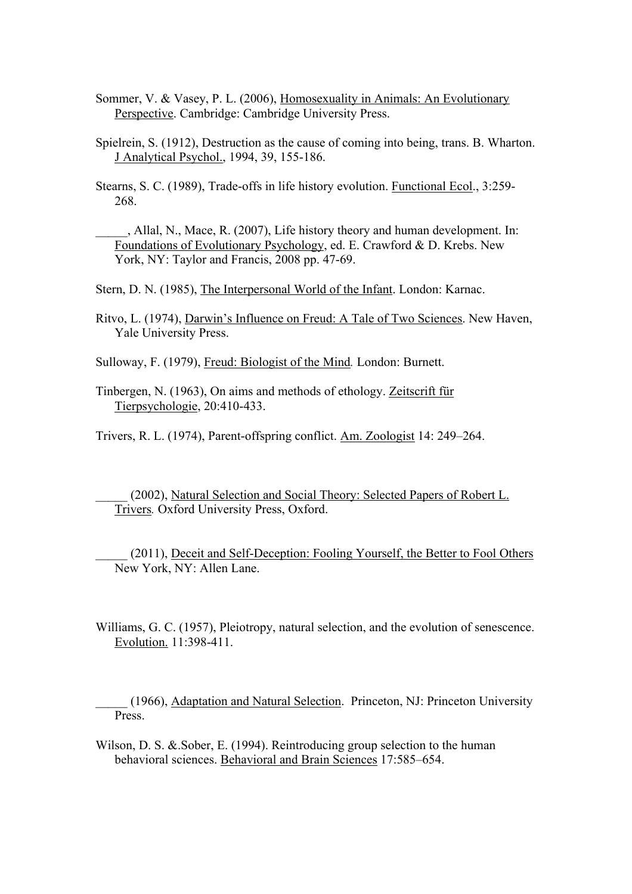Sommer, V. & Vasey, P. L. (2006), Homosexuality in Animals: An Evolutionary Perspective. Cambridge: Cambridge University Press.

Spielrein, S. (1912), Destruction as the cause of coming into being, trans. B. Wharton. J Analytical Psychol., 1994, 39, 155-186.

Stearns, S. C. (1989), Trade-offs in life history evolution. Functional Ecol., 3:259-268.

_____, Allal, N., Mace, R. (2007), Life history theory and human development. In: Foundations of Evolutionary Psychology, ed. E. Crawford & D. Krebs. New York, NY: Taylor and Francis, 2008 pp. 47-69.

Stern, D. N. (1985), The Interpersonal World of the Infant. London: Karnac.

Ritvo, L. (1974), Darwin's Influence on Freud: A Tale of Two Sciences. New Haven, Yale University Press.

Sulloway, F. (1979), Freud: Biologist of the Mind. London: Burnett.

Tinbergen, N. (1963), On aims and methods of ethology. Zeitscrift für Tierpsychologie, 20:410-433.

Trivers, R. L. (1974), Parent-offspring conflict. Am. Zoologist 14: 249–264.

_____ (2002), Natural Selection and Social Theory: Selected Papers of Robert L. Trivers. Oxford University Press, Oxford.

_____ (2011), Deceit and Self-Deception: Fooling Yourself, the Better to Fool Others New York, NY: Allen Lane.

Williams, G. C. (1957), Pleiotropy, natural selection, and the evolution of senescence. Evolution. 11:398-411.

_____ (1966), Adaptation and Natural Selection. Princeton, NJ: Princeton University Press.

Wilson, D. S. &.Sober, E. (1994). Reintroducing group selection to the human behavioral sciences. Behavioral and Brain Sciences 17:585–654.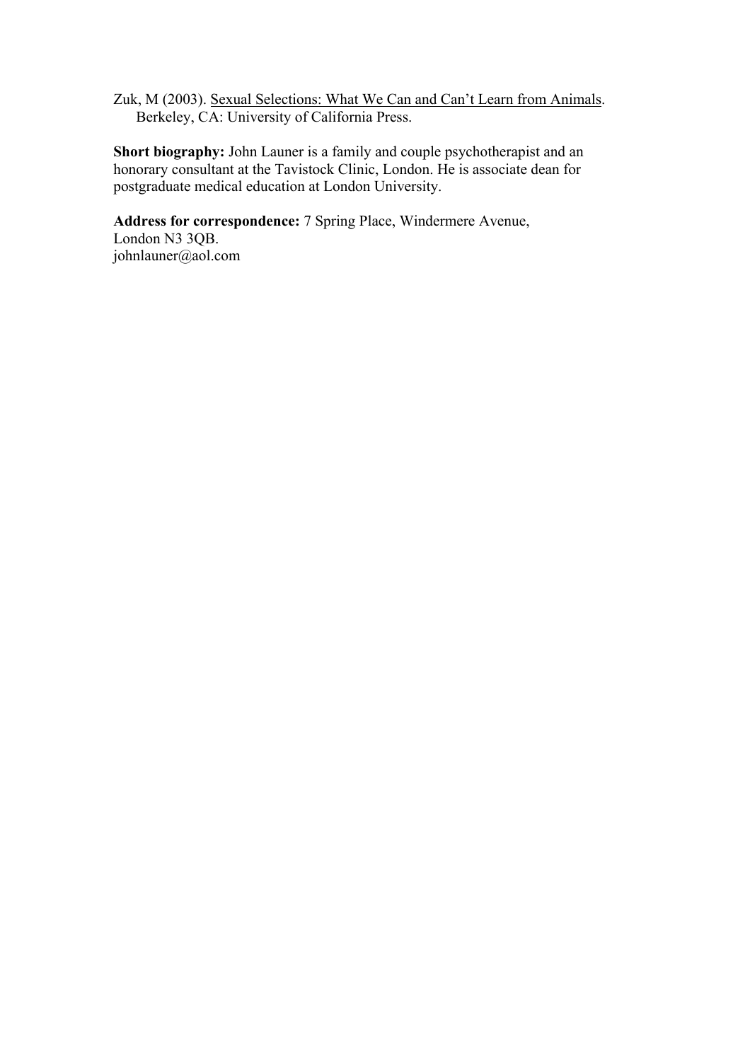Zuk, M (2003). Sexual Selections: What We Can and Can't Learn from Animals. Berkeley, CA: University of California Press.

**Short biography:** John Launer is a family and couple psychotherapist and an honorary consultant at the Tavistock Clinic, London. He is associate dean for postgraduate medical education at London University.

**Address for correspondence:** 7 Spring Place, Windermere Avenue, London N3 3QB.
johnlauner@aol.com